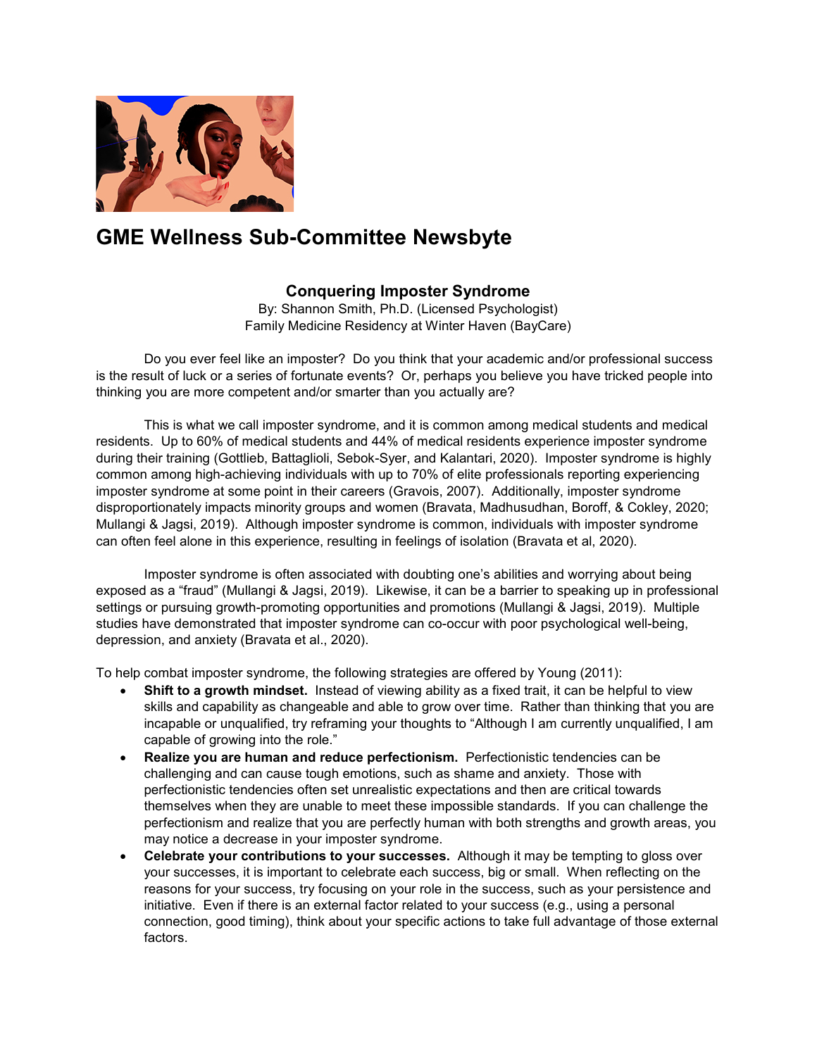# GME Wellness Sub-Committee Newsbyte

### Conquering Imposter Syndrome

By: Shannon Smith, Ph.D. (Licensed Psychologist)
Family Medicine Residency at Winter Haven (BayCare)

Do you ever feel like an imposter? Do you think that your academic and/or professional success is the result of luck or a series of fortunate events? Or, perhaps you believe you have tricked people into thinking you are more competent and/or smarter than you actually are?

This is what we call imposter syndrome, and it is common among medical students and medical residents. Up to 60% of medical students and 44% of medical residents experience imposter syndrome during their training (Gottlieb, Battaglioli, Sebok-Syer, and Kalantari, 2020). Imposter syndrome is highly common among high-achieving individuals with up to 70% of elite professionals reporting experiencing imposter syndrome at some point in their careers (Gravois, 2007). Additionally, imposter syndrome disproportionately impacts minority groups and women (Bravata, Madhusudhan, Boroff, & Cokley, 2020; Mullangi & Jagsi, 2019). Although imposter syndrome is common, individuals with imposter syndrome can often feel alone in this experience, resulting in feelings of isolation (Bravata et al, 2020).

Imposter syndrome is often associated with doubting one's abilities and worrying about being exposed as a "fraud" (Mullangi & Jagsi, 2019). Likewise, it can be a barrier to speaking up in professional settings or pursuing growth-promoting opportunities and promotions (Mullangi & Jagsi, 2019). Multiple studies have demonstrated that imposter syndrome can co-occur with poor psychological well-being, depression, and anxiety (Bravata et al., 2020).

To help combat imposter syndrome, the following strategies are offered by Young (2011):

- **Shift to a growth mindset.** Instead of viewing ability as a fixed trait, it can be helpful to view skills and capability as changeable and able to grow over time. Rather than thinking that you are incapable or unqualified, try reframing your thoughts to "Although I am currently unqualified, I am capable of growing into the role."
- **Realize you are human and reduce perfectionism.** Perfectionistic tendencies can be challenging and can cause tough emotions, such as shame and anxiety. Those with perfectionistic tendencies often set unrealistic expectations and then are critical towards themselves when they are unable to meet these impossible standards. If you can challenge the perfectionism and realize that you are perfectly human with both strengths and growth areas, you may notice a decrease in your imposter syndrome.
- **Celebrate your contributions to your successes.** Although it may be tempting to gloss over your successes, it is important to celebrate each success, big or small. When reflecting on the reasons for your success, try focusing on your role in the success, such as your persistence and initiative. Even if there is an external factor related to your success (e.g., using a personal connection, good timing), think about your specific actions to take full advantage of those external factors.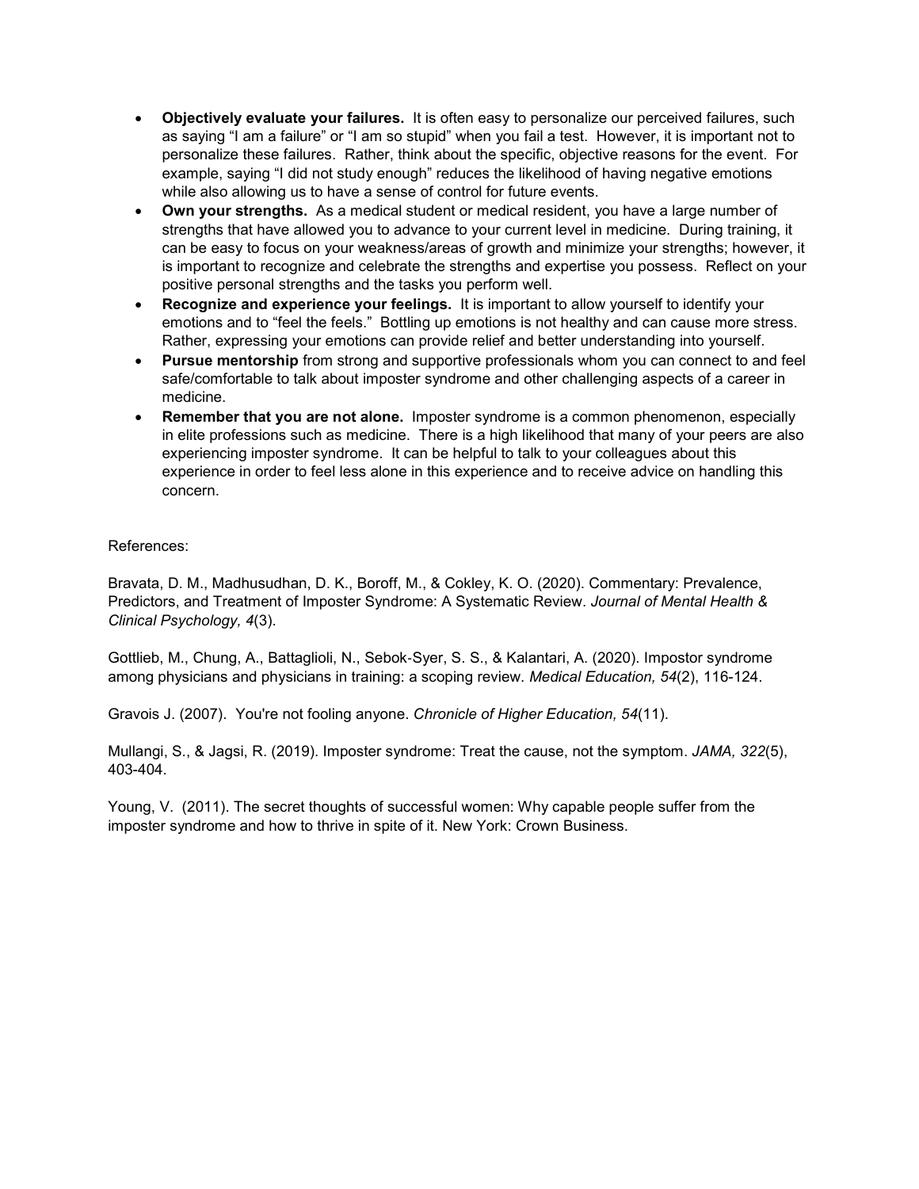- **Objectively evaluate your failures.** It is often easy to personalize our perceived failures, such as saying "I am a failure" or "I am so stupid" when you fail a test. However, it is important not to personalize these failures. Rather, think about the specific, objective reasons for the event. For example, saying "I did not study enough" reduces the likelihood of having negative emotions while also allowing us to have a sense of control for future events.
- **Own your strengths.** As a medical student or medical resident, you have a large number of strengths that have allowed you to advance to your current level in medicine. During training, it can be easy to focus on your weakness/areas of growth and minimize your strengths; however, it is important to recognize and celebrate the strengths and expertise you possess. Reflect on your positive personal strengths and the tasks you perform well.
- **Recognize and experience your feelings.** It is important to allow yourself to identify your emotions and to "feel the feels." Bottling up emotions is not healthy and can cause more stress. Rather, expressing your emotions can provide relief and better understanding into yourself.
- **Pursue mentorship** from strong and supportive professionals whom you can connect to and feel safe/comfortable to talk about imposter syndrome and other challenging aspects of a career in medicine.
- **Remember that you are not alone.** Imposter syndrome is a common phenomenon, especially in elite professions such as medicine. There is a high likelihood that many of your peers are also experiencing imposter syndrome. It can be helpful to talk to your colleagues about this experience in order to feel less alone in this experience and to receive advice on handling this concern.

References:

Bravata, D. M., Madhusudhan, D. K., Boroff, M., & Cokley, K. O. (2020). Commentary: Prevalence, Predictors, and Treatment of Imposter Syndrome: A Systematic Review. *Journal of Mental Health & Clinical Psychology, 4*(3).

Gottlieb, M., Chung, A., Battaglioli, N., Sebok-Syer, S. S., & Kalantari, A. (2020). Impostor syndrome among physicians and physicians in training: a scoping review. *Medical Education, 54*(2), 116-124.

Gravois J. (2007). You're not fooling anyone. *Chronicle of Higher Education, 54*(11).

Mullangi, S., & Jagsi, R. (2019). Imposter syndrome: Treat the cause, not the symptom. *JAMA, 322*(5), 403-404.

Young, V. (2011). The secret thoughts of successful women: Why capable people suffer from the imposter syndrome and how to thrive in spite of it. New York: Crown Business.